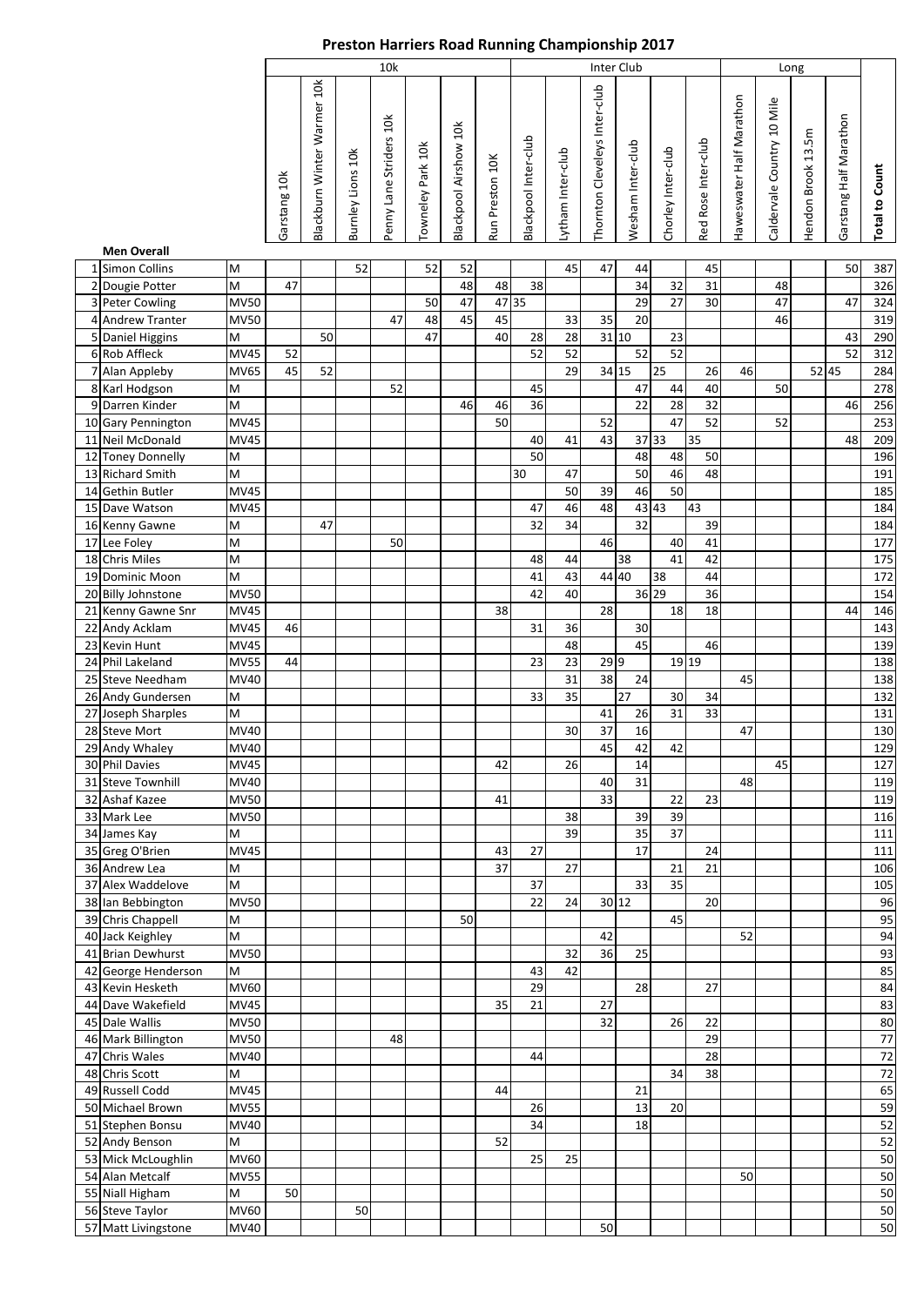# Preston Harriers Road Running Championship 2017

| | | | 10k | | | | | | | Inter Club | | | | | | Long | | | | |
|---|---|---|---|---|---|---|---|---|---|---|---|---|---|---|---|---|---|---|---|---|
| | | | Garstang 10k | Blackburn Winter Warmer 10k | Burnley Lions 10K | Penny Lane Striders 10k | Towneley Park 10k | Blackpool Airshow 10k | Run Preston 10K | Blackpool Inter-club | Lytham Inter-club | Thornton Cleveleys Inter-club | Wesham Inter-club | Chorley Inter-club | Red Rose Inter-club | Haweswater Half Marathon | Caldervale Country 10 Mile | Hendon Brook 13.5m | Garstang Half Marathon | Total to Count |
| | **Men Overall** | | | | | | | | | | | | | | | | | | | |
| 1 | Simon Collins | M | | | 52 | | 52 | 52 | | | 45 | 47 | 44 | | 45 | | | | 50 | 387 |
| 2 | Dougie Potter | M | 47 | | | | | 48 | 48 | 38 | | | 34 | 32 | 31 | | 48 | | | 326 |
| 3 | Peter Cowling | MV50 | | | | | 50 | 47 | 47 | 35 | | | 29 | 27 | 30 | | 47 | | 47 | 324 |
| 4 | Andrew Tranter | MV50 | | | | 47 | 48 | 45 | 45 | | 33 | 35 | 20 | | | | 46 | | | 319 |
| 5 | Daniel Higgins | M | | 50 | | | 47 | | 40 | 28 | 28 | 31 | 10 | 23 | | | | | 43 | 290 |
| 6 | Rob Affleck | MV45 | 52 | | | | | | | 52 | 52 | | 52 | 52 | | | | | 52 | 312 |
| 7 | Alan Appleby | MV65 | 45 | 52 | | | | | | | 29 | 34 | 15 | 25 | 26 | 46 | | 52 | 45 | 284 |
| 8 | Karl Hodgson | M | | | | 52 | | | | 45 | | | 47 | 44 | 40 | | 50 | | | 278 |
| 9 | Darren Kinder | M | | | | | | 46 | 46 | 36 | | | 22 | 28 | 32 | | | | 46 | 256 |
| 10 | Gary Pennington | MV45 | | | | | | | 50 | | | 52 | | 47 | 52 | | 52 | | | 253 |
| 11 | Neil McDonald | MV45 | | | | | | | | 40 | 41 | 43 | 37 | 33 | 35 | | | | 48 | 209 |
| 12 | Toney Donnelly | M | | | | | | | | 50 | | | 48 | 48 | 50 | | | | | 196 |
| 13 | Richard Smith | M | | | | | | | | 30 | 47 | | 50 | 46 | 48 | | | | | 191 |
| 14 | Gethin Butler | MV45 | | | | | | | | | 50 | 39 | 46 | 50 | | | | | | 185 |
| 15 | Dave Watson | MV45 | | | | | | | | 47 | 46 | 48 | 43 | 43 | 43 | | | | | 184 |
| 16 | Kenny Gawne | M | | 47 | | | | | | 32 | 34 | | 32 | | 39 | | | | | 184 |
| 17 | Lee Foley | M | | | | 50 | | | | | | 46 | | 40 | 41 | | | | | 177 |
| 18 | Chris Miles | M | | | | | | | | 48 | 44 | | 38 | 41 | 42 | | | | | 175 |
| 19 | Dominic Moon | M | | | | | | | | 41 | 43 | 44 | 40 | 38 | 44 | | | | | 172 |
| 20 | Billy Johnstone | MV50 | | | | | | | | 42 | 40 | | 36 | 29 | 36 | | | | | 154 |
| 21 | Kenny Gawne Snr | MV45 | | | | | | | 38 | | | 28 | | 18 | 18 | | | | 44 | 146 |
| 22 | Andy Acklam | MV45 | 46 | | | | | | | 31 | 36 | | 30 | | | | | | | 143 |
| 23 | Kevin Hunt | MV45 | | | | | | | | | 48 | | 45 | | 46 | | | | | 139 |
| 24 | Phil Lakeland | MV55 | 44 | | | | | | | 23 | 23 | 29 | 9 | 19 | 19 | | | | | 138 |
| 25 | Steve Needham | MV40 | | | | | | | | | 31 | 38 | 24 | | | 45 | | | | 138 |
| 26 | Andy Gundersen | M | | | | | | | | 33 | 35 | | 27 | 30 | 34 | | | | | 132 |
| 27 | Joseph Sharples | M | | | | | | | | | | 41 | 26 | 31 | 33 | | | | | 131 |
| 28 | Steve Mort | MV40 | | | | | | | | | 30 | 37 | 16 | | | 47 | | | | 130 |
| 29 | Andy Whaley | MV40 | | | | | | | | | | 45 | 42 | 42 | | | | | | 129 |
| 30 | Phil Davies | MV45 | | | | | | | 42 | | 26 | | 14 | | | | 45 | | | 127 |
| 31 | Steve Townhill | MV40 | | | | | | | | | | 40 | 31 | | | 48 | | | | 119 |
| 32 | Ashaf Kazee | MV50 | | | | | | | 41 | | | 33 | | 22 | 23 | | | | | 119 |
| 33 | Mark Lee | MV50 | | | | | | | | | 38 | | 39 | 39 | | | | | | 116 |
| 34 | James Kay | M | | | | | | | | | 39 | | 35 | 37 | | | | | | 111 |
| 35 | Greg O'Brien | MV45 | | | | | | | 43 | 27 | | | 17 | | 24 | | | | | 111 |
| 36 | Andrew Lea | M | | | | | | | 37 | | 27 | | | 21 | 21 | | | | | 106 |
| 37 | Alex Waddelove | M | | | | | | | | 37 | | | 33 | 35 | | | | | | 105 |
| 38 | Ian Bebbington | MV50 | | | | | | | | 22 | 24 | 30 | 12 | | 20 | | | | | 96 |
| 39 | Chris Chappell | M | | | | | | 50 | | | | | | 45 | | | | | | 95 |
| 40 | Jack Keighley | M | | | | | | | | | | 42 | | | | 52 | | | | 94 |
| 41 | Brian Dewhurst | MV50 | | | | | | | | | 32 | 36 | 25 | | | | | | | 93 |
| 42 | George Henderson | M | | | | | | | | 43 | 42 | | | | | | | | | 85 |
| 43 | Kevin Hesketh | MV60 | | | | | | | | 29 | | | 28 | | 27 | | | | | 84 |
| 44 | Dave Wakefield | MV45 | | | | | | | 35 | 21 | | 27 | | | | | | | | 83 |
| 45 | Dale Wallis | MV50 | | | | | | | | | | 32 | | 26 | 22 | | | | | 80 |
| 46 | Mark Billington | MV50 | | | | 48 | | | | | | | | | 29 | | | | | 77 |
| 47 | Chris Wales | MV40 | | | | | | | | 44 | | | | | 28 | | | | | 72 |
| 48 | Chris Scott | M | | | | | | | | | | | | 34 | 38 | | | | | 72 |
| 49 | Russell Codd | MV45 | | | | | | | 44 | | | | 21 | | | | | | | 65 |
| 50 | Michael Brown | MV55 | | | | | | | | 26 | | | 13 | 20 | | | | | | 59 |
| 51 | Stephen Bonsu | MV40 | | | | | | | | 34 | | | 18 | | | | | | | 52 |
| 52 | Andy Benson | M | | | | | | | 52 | | | | | | | | | | | 52 |
| 53 | Mick McLoughlin | MV60 | | | | | | | | 25 | 25 | | | | | | | | | 50 |
| 54 | Alan Metcalf | MV55 | | | | | | | | | | | | | | 50 | | | | 50 |
| 55 | Niall Higham | M | 50 | | | | | | | | | | | | | | | | | 50 |
| 56 | Steve Taylor | MV60 | | | 50 | | | | | | | | | | | | | | | 50 |
| 57 | Matt Livingstone | MV40 | | | | | | | | | | 50 | | | | | | | | 50 |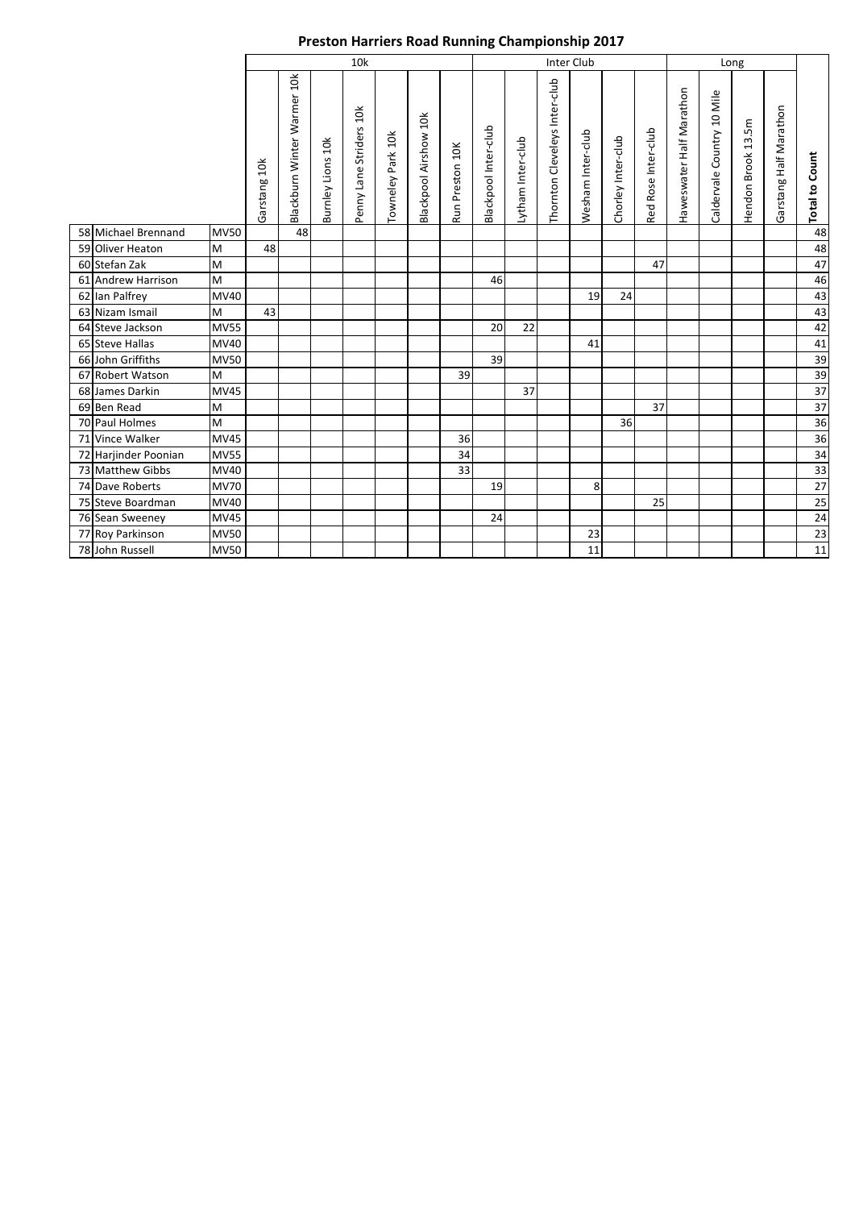# Preston Harriers Road Running Championship 2017

| | | | 10k | | | | | | | Inter Club | | | | | | Long | | | | |
|---|---|---|---|---|---|---|---|---|---|---|---|---|---|---|---|---|---|---|---|---|
| | | | Garstang 10k | Blackburn Winter Warmer 10k | Burnley Lions 10k | Penny Lane Striders 10k | Towneley Park 10k | Blackpool Airshow 10k | Run Preston 10K | Blackpool Inter-club | Lytham Inter-club | Thornton Cleveleys Inter-club | Wesham Inter-club | Chorley Inter-club | Red Rose Inter-club | Haweswater Half Marathon | Caldervale Country 10 Mile | Hendon Brook 13.5m | Garstang Half Marathon | **Total to Count** |
| 58 | Michael Brennand | MV50 | | 48 | | | | | | | | | | | | | | | | 48 |
| 59 | Oliver Heaton | M | 48 | | | | | | | | | | | | | | | | | 48 |
| 60 | Stefan Zak | M | | | | | | | | | | | | | 47 | | | | | 47 |
| 61 | Andrew Harrison | M | | | | | | | | 46 | | | | | | | | | | 46 |
| 62 | Ian Palfrey | MV40 | | | | | | | | | | | 19 | 24 | | | | | | 43 |
| 63 | Nizam Ismail | M | 43 | | | | | | | | | | | | | | | | | 43 |
| 64 | Steve Jackson | MV55 | | | | | | | | 20 | 22 | | | | | | | | | 42 |
| 65 | Steve Hallas | MV40 | | | | | | | | | | | 41 | | | | | | | 41 |
| 66 | John Griffiths | MV50 | | | | | | | | 39 | | | | | | | | | | 39 |
| 67 | Robert Watson | M | | | | | | | 39 | | | | | | | | | | | 39 |
| 68 | James Darkin | MV45 | | | | | | | | | 37 | | | | | | | | | 37 |
| 69 | Ben Read | M | | | | | | | | | | | | | 37 | | | | | 37 |
| 70 | Paul Holmes | M | | | | | | | | | | | | 36 | | | | | | 36 |
| 71 | Vince Walker | MV45 | | | | | | | 36 | | | | | | | | | | | 36 |
| 72 | Harjinder Poonian | MV55 | | | | | | | 34 | | | | | | | | | | | 34 |
| 73 | Matthew Gibbs | MV40 | | | | | | | 33 | | | | | | | | | | | 33 |
| 74 | Dave Roberts | MV70 | | | | | | | | 19 | | | 8 | | | | | | | 27 |
| 75 | Steve Boardman | MV40 | | | | | | | | | | | | | 25 | | | | | 25 |
| 76 | Sean Sweeney | MV45 | | | | | | | | 24 | | | | | | | | | | 24 |
| 77 | Roy Parkinson | MV50 | | | | | | | | | | | 23 | | | | | | | 23 |
| 78 | John Russell | MV50 | | | | | | | | | | | 11 | | | | | | | 11 |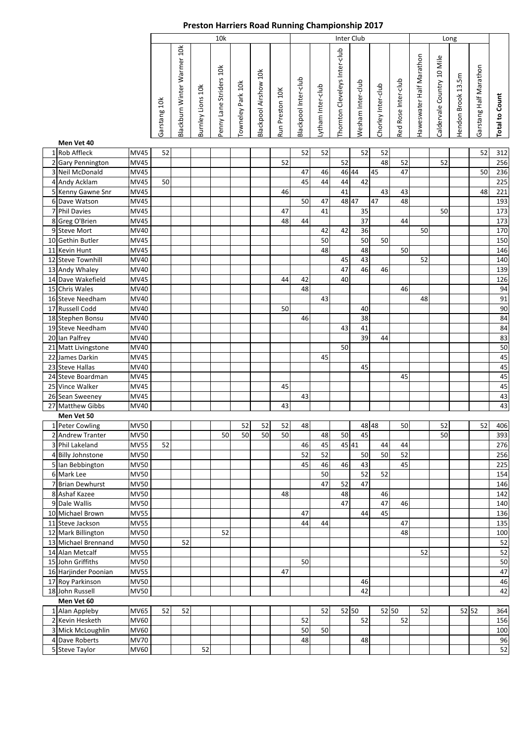# Preston Harriers Road Running Championship 2017

| | | | 10k | | | | | | | Inter Club | | | | | | Long | | | | |
|---|---|---|---|---|---|---|---|---|---|---|---|---|---|---|---|---|---|---|---|---|
| | | | Garstang 10k | Blackburn Winter Warmer 10k | Burnley Lions 10k | Penny Lane Striders 10k | Towneley Park 10k | Blackpool Airshow 10k | Run Preston 10K | Blackpool Inter-club | Lytham Inter-club | Thornton Cleveleys Inter-club | Wesham Inter-club | Chorley Inter-club | Red Rose Inter-club | Haweswater Half Marathon | Caldervale Country 10 Mile | Hendon Brook 13.5m | Garstang Half Marathon | **Total to Count** |
| | **Men Vet 40** | | | | | | | | | | | | | | | | | | | |
| 1 | Rob Affleck | MV45 | 52 | | | | | | | 52 | 52 | | 52 | 52 | | | | | 52 | 312 |
| 2 | Gary Pennington | MV45 | | | | | | | 52 | | | 52 | | 48 | 52 | | 52 | | | 256 |
| 3 | Neil McDonald | MV45 | | | | | | | | 47 | 46 | 46 | 44 | 45 | 47 | | | | 50 | 236 |
| 4 | Andy Acklam | MV45 | 50 | | | | | | | 45 | 44 | 44 | 42 | | | | | | | 225 |
| 5 | Kenny Gawne Snr | MV45 | | | | | | | 46 | | | 41 | | 43 | 43 | | | | 48 | 221 |
| 6 | Dave Watson | MV45 | | | | | | | | 50 | 47 | 48 | 47 | 47 | 48 | | | | | 193 |
| 7 | Phil Davies | MV45 | | | | | | | 47 | | 41 | | 35 | | | | 50 | | | 173 |
| 8 | Greg O'Brien | MV45 | | | | | | | 48 | 44 | | | 37 | | 44 | | | | | 173 |
| 9 | Steve Mort | MV40 | | | | | | | | | 42 | 42 | 36 | | | 50 | | | | 170 |
| 10 | Gethin Butler | MV45 | | | | | | | | | 50 | | 50 | 50 | | | | | | 150 |
| 11 | Kevin Hunt | MV45 | | | | | | | | | 48 | | 48 | | 50 | | | | | 146 |
| 12 | Steve Townhill | MV40 | | | | | | | | | | 45 | 43 | | | 52 | | | | 140 |
| 13 | Andy Whaley | MV40 | | | | | | | | | | 47 | 46 | 46 | | | | | | 139 |
| 14 | Dave Wakefield | MV45 | | | | | | | 44 | 42 | | 40 | | | | | | | | 126 |
| 15 | Chris Wales | MV40 | | | | | | | | 48 | | | | | 46 | | | | | 94 |
| 16 | Steve Needham | MV40 | | | | | | | | | 43 | | | | | 48 | | | | 91 |
| 17 | Russell Codd | MV40 | | | | | | | 50 | | | | 40 | | | | | | | 90 |
| 18 | Stephen Bonsu | MV40 | | | | | | | | 46 | | | 38 | | | | | | | 84 |
| 19 | Steve Needham | MV40 | | | | | | | | | | 43 | 41 | | | | | | | 84 |
| 20 | Ian Palfrey | MV40 | | | | | | | | | | | 39 | 44 | | | | | | 83 |
| 21 | Matt Livingstone | MV40 | | | | | | | | | | 50 | | | | | | | | 50 |
| 22 | James Darkin | MV45 | | | | | | | | | 45 | | | | | | | | | 45 |
| 23 | Steve Hallas | MV40 | | | | | | | | | | | 45 | | | | | | | 45 |
| 24 | Steve Boardman | MV45 | | | | | | | | | | | | | 45 | | | | | 45 |
| 25 | Vince Walker | MV45 | | | | | | | 45 | | | | | | | | | | | 45 |
| 26 | Sean Sweeney | MV45 | | | | | | | | 43 | | | | | | | | | | 43 |
| 27 | Matthew Gibbs | MV40 | | | | | | | 43 | | | | | | | | | | | 43 |
| | **Men Vet 50** | | | | | | | | | | | | | | | | | | | |
| 1 | Peter Cowling | MV50 | | | | | 52 | 52 | 52 | 48 | | | 48 | 48 | 50 | | 52 | | 52 | 406 |
| 2 | Andrew Tranter | MV50 | | | | 50 | 50 | 50 | 50 | | 48 | 50 | 45 | | | | 50 | | | 393 |
| 3 | Phil Lakeland | MV55 | 52 | | | | | | | 46 | 45 | 45 | 41 | 44 | 44 | | | | | 276 |
| 4 | Billy Johnstone | MV50 | | | | | | | | 52 | 52 | | 50 | 50 | 52 | | | | | 256 |
| 5 | Ian Bebbington | MV50 | | | | | | | | 45 | 46 | 46 | 43 | | 45 | | | | | 225 |
| 6 | Mark Lee | MV50 | | | | | | | | | 50 | | 52 | 52 | | | | | | 154 |
| 7 | Brian Dewhurst | MV50 | | | | | | | | | 47 | 52 | 47 | | | | | | | 146 |
| 8 | Ashaf Kazee | MV50 | | | | | | | 48 | | | 48 | | 46 | | | | | | 142 |
| 9 | Dale Wallis | MV50 | | | | | | | | | | 47 | | 47 | 46 | | | | | 140 |
| 10 | Michael Brown | MV55 | | | | | | | | 47 | | | 44 | 45 | | | | | | 136 |
| 11 | Steve Jackson | MV55 | | | | | | | | 44 | 44 | | | | 47 | | | | | 135 |
| 12 | Mark Billington | MV50 | | | | 52 | | | | | | | | | 48 | | | | | 100 |
| 13 | Michael Brennand | MV50 | | 52 | | | | | | | | | | | | | | | | 52 |
| 14 | Alan Metcalf | MV55 | | | | | | | | | | | | | | 52 | | | | 52 |
| 15 | John Griffiths | MV50 | | | | | | | | 50 | | | | | | | | | | 50 |
| 16 | Harjinder Poonian | MV55 | | | | | | | 47 | | | | | | | | | | | 47 |
| 17 | Roy Parkinson | MV50 | | | | | | | | | | | 46 | | | | | | | 46 |
| 18 | John Russell | MV50 | | | | | | | | | | | 42 | | | | | | | 42 |
| | **Men Vet 60** | | | | | | | | | | | | | | | | | | | |
| 1 | Alan Appleby | MV65 | 52 | 52 | | | | | | | 52 | 52 | 50 | 52 | 50 | 52 | | 52 | 52 | 364 |
| 2 | Kevin Hesketh | MV60 | | | | | | | | 52 | | | 52 | | 52 | | | | | 156 |
| 3 | Mick McLoughlin | MV60 | | | | | | | | 50 | 50 | | | | | | | | | 100 |
| 4 | Dave Roberts | MV70 | | | | | | | | 48 | | | 48 | | | | | | | 96 |
| 5 | Steve Taylor | MV60 | | | 52 | | | | | | | | | | | | | | | 52 |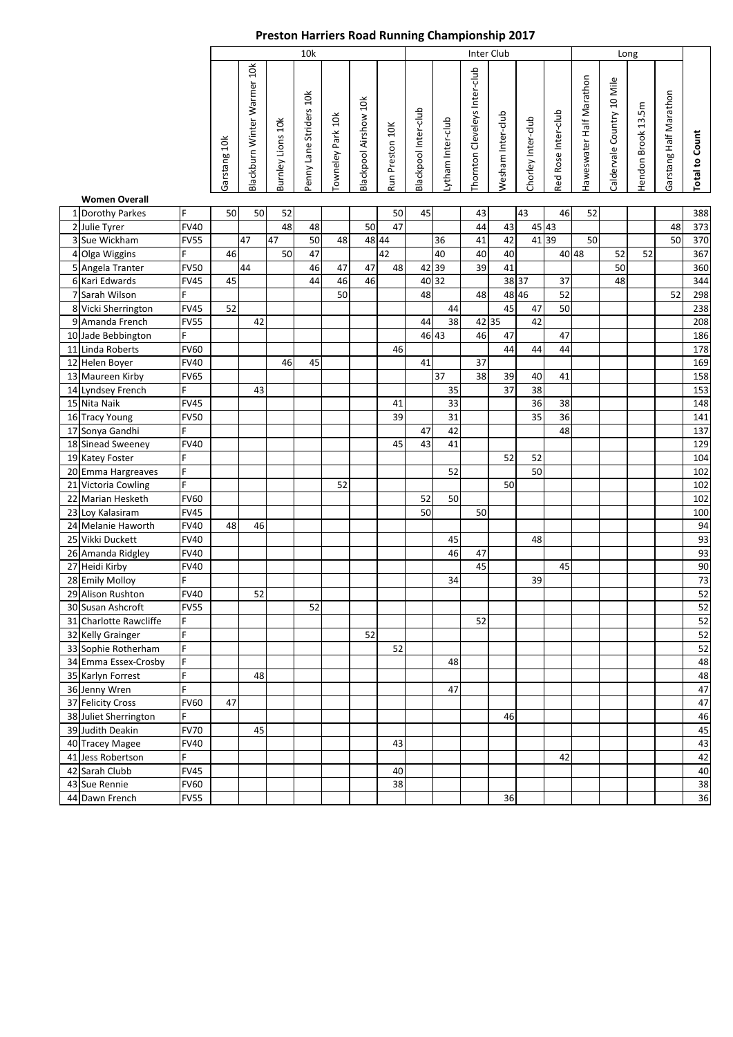# Preston Harriers Road Running Championship 2017

| | | | 10k | | | | | | | Inter Club | | | | | | Long | | | | |
|---|---|---|---|---|---|---|---|---|---|---|---|---|---|---|---|---|---|---|---|---|
| | | | Garstang 10k | Blackburn Winter Warmer 10k | Burnley Lions 10k | Penny Lane Striders 10k | Towneley Park 10k | Blackpool Airshow 10k | Run Preston 10K | Blackpool Inter-club | Lytham Inter-club | Thornton Cleveleys Inter-club | Wesham Inter-club | Chorley Inter-club | Red Rose Inter-club | Haweswater Half Marathon | Caldervale Country 10 Mile | Hendon Brook 13.5m | Garstang Half Marathon | **Total to Count** |
| | **Women Overall** | | | | | | | | | | | | | | | | | | | |
| 1 | Dorothy Parkes | F | 50 | 50 | 52 | | | | 50 | 45 | | 43 | | 43 | 46 | 52 | | | | 388 |
| 2 | Julie Tyrer | FV40 | | | 48 | 48 | | 50 | 47 | | | 44 | 43 | 45 | 43 | | | | 48 | 373 |
| 3 | Sue Wickham | FV55 | | 47 | 47 | 50 | 48 | 48 | 44 | | 36 | 41 | 42 | 41 | 39 | 50 | | | 50 | 370 |
| 4 | Olga Wiggins | F | 46 | | 50 | 47 | | | 42 | | 40 | 40 | 40 | | 40 | 48 | 52 | 52 | | 367 |
| 5 | Angela Tranter | FV50 | | 44 | | 46 | 47 | 47 | 48 | 42 | 39 | 39 | 41 | | | | 50 | | | 360 |
| 6 | Kari Edwards | FV45 | 45 | | | 44 | 46 | 46 | | 40 | 32 | | 38 | 37 | 37 | | 48 | | | 344 |
| 7 | Sarah Wilson | F | | | | | 50 | | | 48 | | 48 | 48 | 46 | 52 | | | | 52 | 298 |
| 8 | Vicki Sherrington | FV45 | 52 | | | | | | | | 44 | | 45 | 47 | 50 | | | | | 238 |
| 9 | Amanda French | FV55 | | 42 | | | | | | 44 | 38 | 42 | 35 | 42 | | | | | | 208 |
| 10 | Jade Bebbington | F | | | | | | | | 46 | 43 | 46 | 47 | | 47 | | | | | 186 |
| 11 | Linda Roberts | FV60 | | | | | | | 46 | | | | 44 | 44 | 44 | | | | | 178 |
| 12 | Helen Boyer | FV40 | | | 46 | 45 | | | | 41 | | 37 | | | | | | | | 169 |
| 13 | Maureen Kirby | FV65 | | | | | | | | | 37 | 38 | 39 | 40 | 41 | | | | | 158 |
| 14 | Lyndsey French | F | | 43 | | | | | | | 35 | | 37 | 38 | | | | | | 153 |
| 15 | Nita Naik | FV45 | | | | | | | 41 | | 33 | | | 36 | 38 | | | | | 148 |
| 16 | Tracy Young | FV50 | | | | | | | 39 | | 31 | | | 35 | 36 | | | | | 141 |
| 17 | Sonya Gandhi | F | | | | | | | | 47 | 42 | | | | 48 | | | | | 137 |
| 18 | Sinead Sweeney | FV40 | | | | | | | 45 | 43 | 41 | | | | | | | | | 129 |
| 19 | Katey Foster | F | | | | | | | | | | | 52 | 52 | | | | | | 104 |
| 20 | Emma Hargreaves | F | | | | | | | | | 52 | | | 50 | | | | | | 102 |
| 21 | Victoria Cowling | F | | | | | 52 | | | | | | 50 | | | | | | | 102 |
| 22 | Marian Hesketh | FV60 | | | | | | | | 52 | 50 | | | | | | | | | 102 |
| 23 | Loy Kalasiram | FV45 | | | | | | | | 50 | | 50 | | | | | | | | 100 |
| 24 | Melanie Haworth | FV40 | 48 | 46 | | | | | | | | | | | | | | | | 94 |
| 25 | Vikki Duckett | FV40 | | | | | | | | | 45 | | | 48 | | | | | | 93 |
| 26 | Amanda Ridgley | FV40 | | | | | | | | | 46 | 47 | | | | | | | | 93 |
| 27 | Heidi Kirby | FV40 | | | | | | | | | | 45 | | | 45 | | | | | 90 |
| 28 | Emily Molloy | F | | | | | | | | | 34 | | | 39 | | | | | | 73 |
| 29 | Alison Rushton | FV40 | | 52 | | | | | | | | | | | | | | | | 52 |
| 30 | Susan Ashcroft | FV55 | | | | 52 | | | | | | | | | | | | | | 52 |
| 31 | Charlotte Rawcliffe | F | | | | | | | | | | 52 | | | | | | | | 52 |
| 32 | Kelly Grainger | F | | | | | | 52 | | | | | | | | | | | | 52 |
| 33 | Sophie Rotherham | F | | | | | | | 52 | | | | | | | | | | | 52 |
| 34 | Emma Essex-Crosby | F | | | | | | | | | 48 | | | | | | | | | 48 |
| 35 | Karlyn Forrest | F | | 48 | | | | | | | | | | | | | | | | 48 |
| 36 | Jenny Wren | F | | | | | | | | | 47 | | | | | | | | | 47 |
| 37 | Felicity Cross | FV60 | 47 | | | | | | | | | | | | | | | | | 47 |
| 38 | Juliet Sherrington | F | | | | | | | | | | | 46 | | | | | | | 46 |
| 39 | Judith Deakin | FV70 | | 45 | | | | | | | | | | | | | | | | 45 |
| 40 | Tracey Magee | FV40 | | | | | | | 43 | | | | | | | | | | | 43 |
| 41 | Jess Robertson | F | | | | | | | | | | | | | 42 | | | | | 42 |
| 42 | Sarah Clubb | FV45 | | | | | | | 40 | | | | | | | | | | | 40 |
| 43 | Sue Rennie | FV60 | | | | | | | 38 | | | | | | | | | | | 38 |
| 44 | Dawn French | FV55 | | | | | | | | | | | 36 | | | | | | | 36 |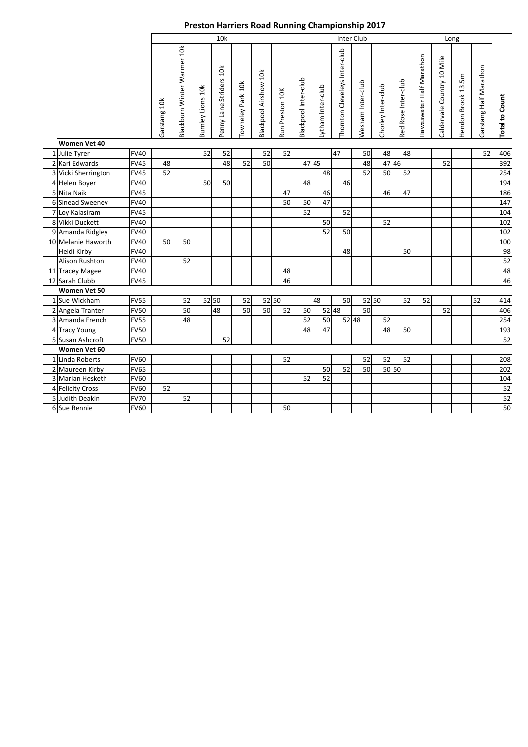# Preston Harriers Road Running Championship 2017

| | | | 10k | | | | | | | Inter Club | | | | | | Long | | | | |
|---|---|---|---|---|---|---|---|---|---|---|---|---|---|---|---|---|---|---|---|---|
| | | | Garstang 10k | Blackburn Winter Warmer 10k | Burnley Lions 10k | Penny Lane Striders 10k | Towneley Park 10k | Blackpool Airshow 10k | Run Preston 10K | Blackpool Inter-club | Lytham Inter-club | Thornton Cleveleys Inter-club | Wesham Inter-club | Chorley Inter-club | Red Rose Inter-club | Haweswater Half Marathon | Caldervale Country 10 Mile | Hendon Brook 13.5m | Garstang Half Marathon | **Total to Count** |
| | **Women Vet 40** | | | | | | | | | | | | | | | | | | | |
| 1 | Julie Tyrer | FV40 | | | 52 | 52 | | 52 | 52 | | | 47 | 50 | 48 | 48 | | | | 52 | 406 |
| 2 | Kari Edwards | FV45 | 48 | | | 48 | 52 | 50 | | 47 | 45 | | 48 | 47 | 46 | | 52 | | | 392 |
| 3 | Vicki Sherrington | FV45 | 52 | | | | | | | | 48 | | 52 | 50 | 52 | | | | | 254 |
| 4 | Helen Boyer | FV40 | | | 50 | 50 | | | | 48 | | 46 | | | | | | | | 194 |
| 5 | Nita Naik | FV45 | | | | | | | 47 | | 46 | | | 46 | 47 | | | | | 186 |
| 6 | Sinead Sweeney | FV40 | | | | | | | 50 | 50 | 47 | | | | | | | | | 147 |
| 7 | Loy Kalasiram | FV45 | | | | | | | | 52 | | 52 | | | | | | | | 104 |
| 8 | Vikki Duckett | FV40 | | | | | | | | | 50 | | | 52 | | | | | | 102 |
| 9 | Amanda Ridgley | FV40 | | | | | | | | | 52 | 50 | | | | | | | | 102 |
| 10 | Melanie Haworth | FV40 | 50 | 50 | | | | | | | | | | | | | | | | 100 |
| | Heidi Kirby | FV40 | | | | | | | | | | 48 | | | 50 | | | | | 98 |
| | Alison Rushton | FV40 | | 52 | | | | | | | | | | | | | | | | 52 |
| 11 | Tracey Magee | FV40 | | | | | | | 48 | | | | | | | | | | | 48 |
| 12 | Sarah Clubb | FV45 | | | | | | | 46 | | | | | | | | | | | 46 |
| | **Women Vet 50** | | | | | | | | | | | | | | | | | | | |
| 1 | Sue Wickham | FV55 | | 52 | 52 | 50 | 52 | 52 | 50 | | 48 | 50 | 52 | 50 | 52 | 52 | | | 52 | 414 |
| 2 | Angela Tranter | FV50 | | 50 | | 48 | 50 | 50 | 52 | 50 | 52 | 48 | 50 | | | | 52 | | | 406 |
| 3 | Amanda French | FV55 | | 48 | | | | | | 52 | 50 | 52 | 48 | 52 | | | | | | 254 |
| 4 | Tracy Young | FV50 | | | | | | | | 48 | 47 | | | 48 | 50 | | | | | 193 |
| 5 | Susan Ashcroft | FV50 | | | | 52 | | | | | | | | | | | | | | 52 |
| | **Women Vet 60** | | | | | | | | | | | | | | | | | | | |
| 1 | Linda Roberts | FV60 | | | | | | | 52 | | | | 52 | 52 | 52 | | | | | 208 |
| 2 | Maureen Kirby | FV65 | | | | | | | | | 50 | 52 | 50 | 50 | 50 | | | | | 202 |
| 3 | Marian Hesketh | FV60 | | | | | | | | 52 | 52 | | | | | | | | | 104 |
| 4 | Felicity Cross | FV60 | 52 | | | | | | | | | | | | | | | | | 52 |
| 5 | Judith Deakin | FV70 | | 52 | | | | | | | | | | | | | | | | 52 |
| 6 | Sue Rennie | FV60 | | | | | | | 50 | | | | | | | | | | | 50 |